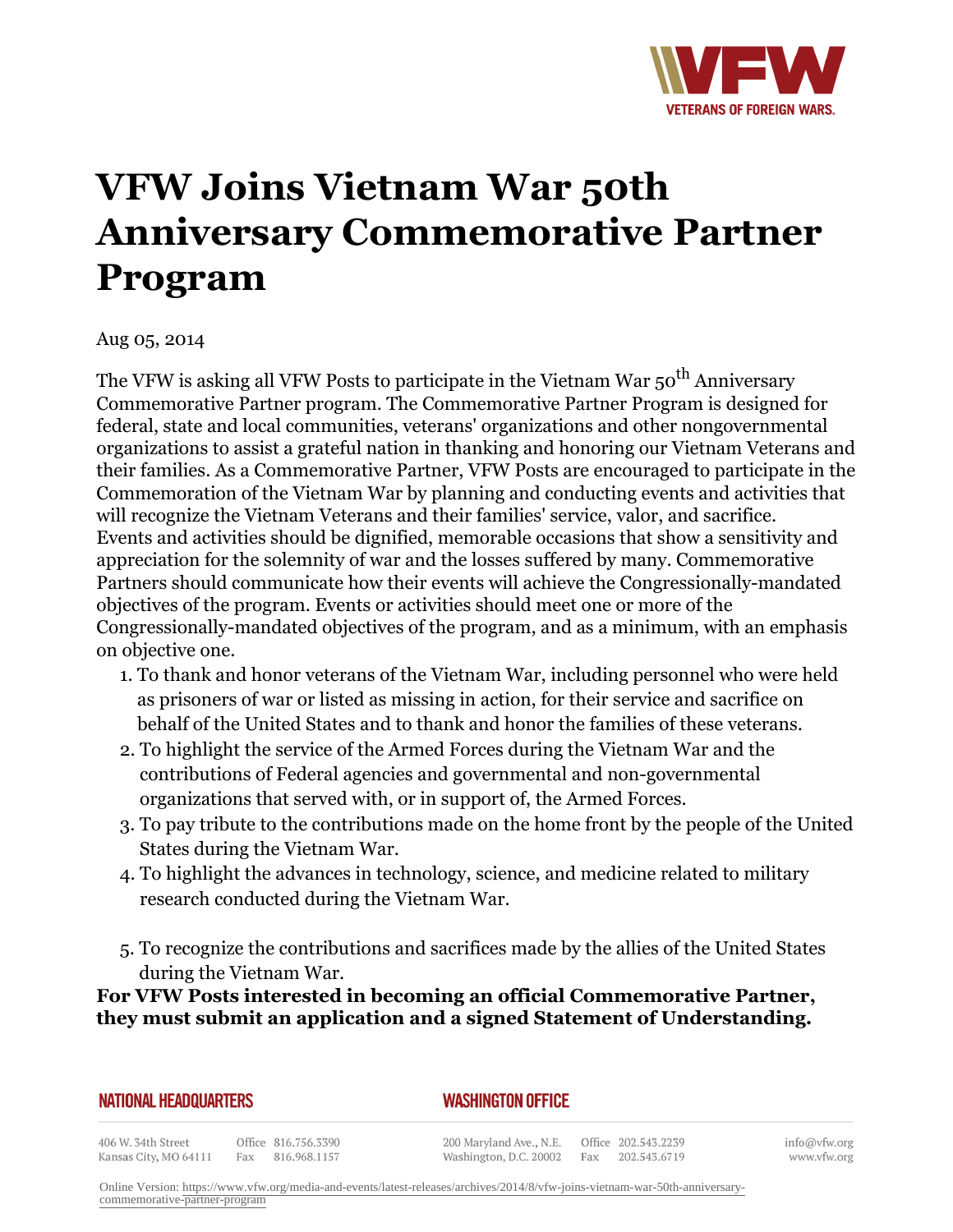# VFW Joins Vietnam War 50th Anniversary Commemorative Partner Program

Aug 05, 2014

The VFW is asking all VFW Posts to participate in the Vietnam War 50th Anniversary Commemorative Partner program. The Commemorative Partner Program is designed for federal, state and local communities, veterans' organizations and other nongovernmental organizations to assist a grateful nation in thanking and honoring our Vietnam Veterans and their families. As a Commemorative Partner, VFW Posts are encouraged to participate in the Commemoration of the Vietnam War by planning and conducting events and activities that will recognize the Vietnam Veterans and their families' service, valor, and sacrifice. Events and activities should be dignified, memorable occasions that show a sensitivity and appreciation for the solemnity of war and the losses suffered by many. Commemorative Partners should communicate how their events will achieve the Congressionally-mandated objectives of the program. Events or activities should meet one or more of the Congressionally-mandated objectives of the program, and as a minimum, with an emphasis on objective one.

1. To thank and honor veterans of the Vietnam War, including personnel who were held as prisoners of war or listed as missing in action, for their service and sacrifice on behalf of the United States and to thank and honor the families of these veterans.
2. To highlight the service of the Armed Forces during the Vietnam War and the contributions of Federal agencies and governmental and non-governmental organizations that served with, or in support of, the Armed Forces.
3. To pay tribute to the contributions made on the home front by the people of the United States during the Vietnam War.
4. To highlight the advances in technology, science, and medicine related to military research conducted during the Vietnam War.
5. To recognize the contributions and sacrifices made by the allies of the United States during the Vietnam War.

**For VFW Posts interested in becoming an official Commemorative Partner, they must submit an application and a signed Statement of Understanding.**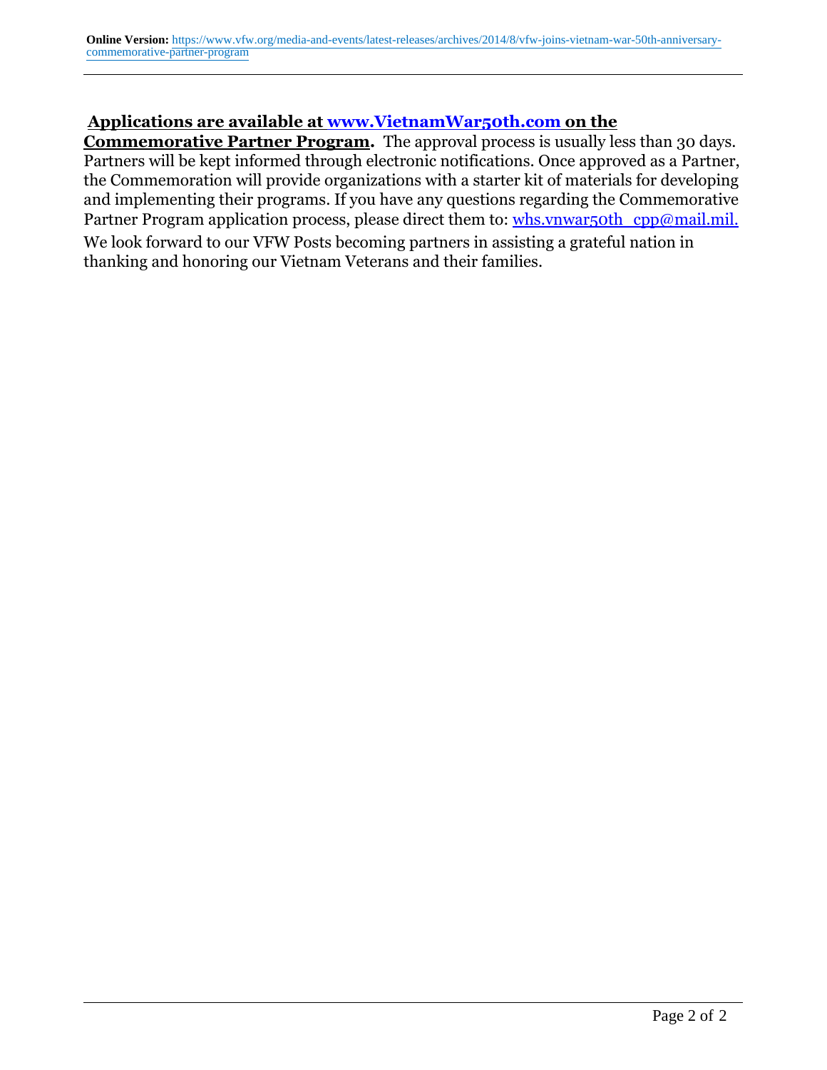**Applications are available at www.VietnamWar50th.com on the Commemorative Partner Program.** The approval process is usually less than 30 days. Partners will be kept informed through electronic notifications. Once approved as a Partner, the Commemoration will provide organizations with a starter kit of materials for developing and implementing their programs. If you have any questions regarding the Commemorative Partner Program application process, please direct them to: whs.vnwar50th_cpp@mail.mil.

We look forward to our VFW Posts becoming partners in assisting a grateful nation in thanking and honoring our Vietnam Veterans and their families.